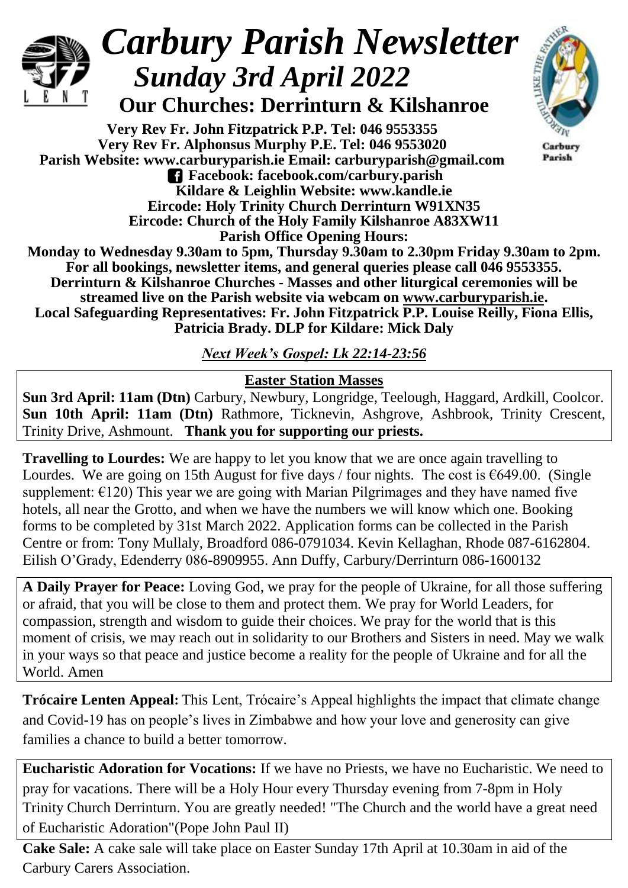# *Carbury Parish Newsletter*

## *Sunday 3rd April 2022*

### Our Churches: Derrinturn & Kilshanroe

**Very Rev Fr. John Fitzpatrick P.P. Tel: 046 9553355**
**Very Rev Fr. Alphonsus Murphy P.E. Tel: 046 9553020**
**Parish Website: www.carburyparish.ie Email: carburyparish@gmail.com**
**Facebook: facebook.com/carbury.parish**
**Kildare & Leighlin Website: www.kandle.ie**
**Eircode: Holy Trinity Church Derrinturn W91XN35**
**Eircode: Church of the Holy Family Kilshanroe A83XW11**
**Parish Office Opening Hours:**
**Monday to Wednesday 9.30am to 5pm, Thursday 9.30am to 2.30pm Friday 9.30am to 2pm.**
**For all bookings, newsletter items, and general queries please call 046 9553355.**
**Derrinturn & Kilshanroe Churches - Masses and other liturgical ceremonies will be streamed live on the Parish website via webcam on www.carburyparish.ie.**
**Local Safeguarding Representatives: Fr. John Fitzpatrick P.P. Louise Reilly, Fiona Ellis, Patricia Brady. DLP for Kildare: Mick Daly**

***Next Week's Gospel: Lk 22:14-23:56***

**Easter Station Masses**

**Sun 3rd April: 11am (Dtn)** Carbury, Newbury, Longridge, Teelough, Haggard, Ardkill, Coolcor.
**Sun 10th April: 11am (Dtn)** Rathmore, Ticknevin, Ashgrove, Ashbrook, Trinity Crescent, Trinity Drive, Ashmount. **Thank you for supporting our priests.**

**Travelling to Lourdes:** We are happy to let you know that we are once again travelling to Lourdes. We are going on 15th August for five days / four nights. The cost is €649.00. (Single supplement: €120) This year we are going with Marian Pilgrimages and they have named five hotels, all near the Grotto, and when we have the numbers we will know which one. Booking forms to be completed by 31st March 2022. Application forms can be collected in the Parish Centre or from: Tony Mullaly, Broadford 086-0791034. Kevin Kellaghan, Rhode 087-6162804. Eilish O'Grady, Edenderry 086-8909955. Ann Duffy, Carbury/Derrinturn 086-1600132

**A Daily Prayer for Peace:** Loving God, we pray for the people of Ukraine, for all those suffering or afraid, that you will be close to them and protect them. We pray for World Leaders, for compassion, strength and wisdom to guide their choices. We pray for the world that is this moment of crisis, we may reach out in solidarity to our Brothers and Sisters in need. May we walk in your ways so that peace and justice become a reality for the people of Ukraine and for all the World. Amen

**Trócaire Lenten Appeal:** This Lent, Trócaire's Appeal highlights the impact that climate change and Covid-19 has on people's lives in Zimbabwe and how your love and generosity can give families a chance to build a better tomorrow.

**Eucharistic Adoration for Vocations:** If we have no Priests, we have no Eucharistic. We need to pray for vacations. There will be a Holy Hour every Thursday evening from 7-8pm in Holy Trinity Church Derrinturn. You are greatly needed! "The Church and the world have a great need of Eucharistic Adoration"(Pope John Paul II)

**Cake Sale:** A cake sale will take place on Easter Sunday 17th April at 10.30am in aid of the Carbury Carers Association.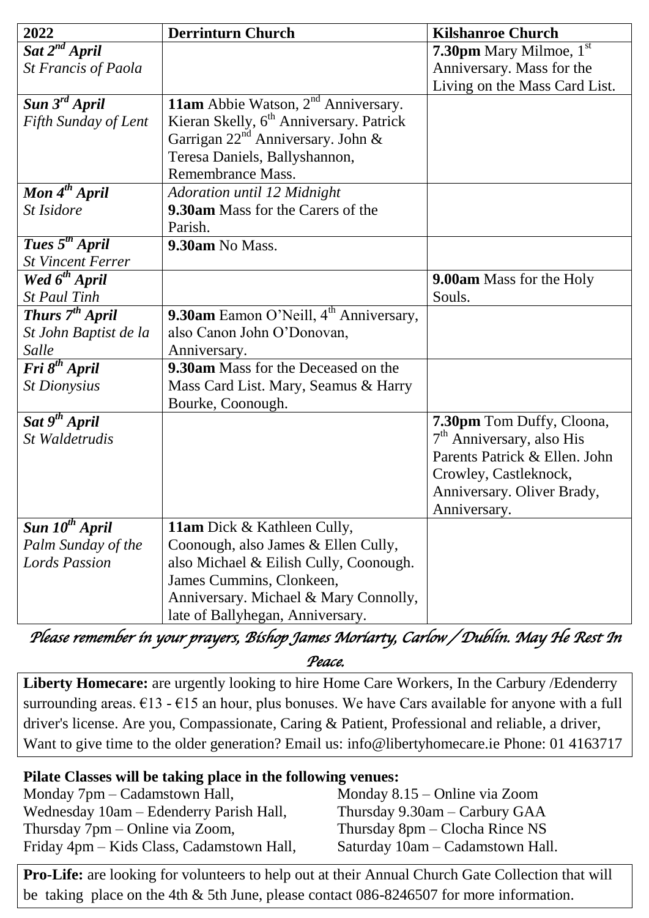| 2022 | Derrinturn Church | Kilshanroe Church |
|---|---|---|
| ***Sat 2nd April***<br>*St Francis of Paola* | | **7.30pm** Mary Milmoe, 1st Anniversary. Mass for the Living on the Mass Card List. |
| ***Sun 3rd April***<br>*Fifth Sunday of Lent* | **11am** Abbie Watson, 2nd Anniversary. Kieran Skelly, 6th Anniversary. Patrick Garrigan 22nd Anniversary. John & Teresa Daniels, Ballyshannon, Remembrance Mass. | |
| ***Mon 4th April***<br>*St Isidore* | *Adoration until 12 Midnight*<br>**9.30am** Mass for the Carers of the Parish. | |
| ***Tues 5th April***<br>*St Vincent Ferrer* | **9.30am** No Mass. | |
| ***Wed 6th April***<br>*St Paul Tinh* | | **9.00am** Mass for the Holy Souls. |
| ***Thurs 7th April***<br>*St John Baptist de la Salle* | **9.30am** Eamon O'Neill, 4th Anniversary, also Canon John O'Donovan, Anniversary. | |
| ***Fri 8th April***<br>*St Dionysius* | **9.30am** Mass for the Deceased on the Mass Card List. Mary, Seamus & Harry Bourke, Coonough. | |
| ***Sat 9th April***<br>*St Waldetrudis* | | **7.30pm** Tom Duffy, Cloona, 7th Anniversary, also His Parents Patrick & Ellen. John Crowley, Castleknock, Anniversary. Oliver Brady, Anniversary. |
| ***Sun 10th April***<br>*Palm Sunday of the Lords Passion* | **11am** Dick & Kathleen Cully, Coonough, also James & Ellen Cully, also Michael & Eilish Cully, Coonough. James Cummins, Clonkeen, Anniversary. Michael & Mary Connolly, late of Ballyhegan, Anniversary. | |

*Please remember in your prayers, Bishop James Moriarty, Carlow / Dublin. May He Rest In Peace.*

**Liberty Homecare:** are urgently looking to hire Home Care Workers, In the Carbury /Edenderry surrounding areas. €13 - €15 an hour, plus bonuses. We have Cars available for anyone with a full driver's license. Are you, Compassionate, Caring & Patient, Professional and reliable, a driver, Want to give time to the older generation? Email us: info@libertyhomecare.ie Phone: 01 4163717

**Pilate Classes will be taking place in the following venues:**

Monday 7pm – Cadamstown Hall,
Monday 8.15 – Online via Zoom
Wednesday 10am – Edenderry Parish Hall,
Thursday 9.30am – Carbury GAA
Thursday 7pm – Online via Zoom,
Thursday 8pm – Clocha Rince NS
Friday 4pm – Kids Class, Cadamstown Hall,
Saturday 10am – Cadamstown Hall.

**Pro-Life:** are looking for volunteers to help out at their Annual Church Gate Collection that will be taking place on the 4th & 5th June, please contact 086-8246507 for more information.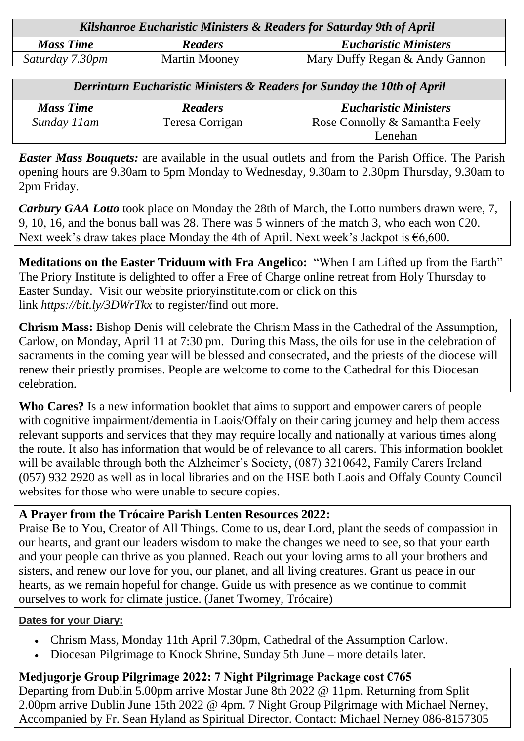| *Kilshanroe Eucharistic Ministers & Readers for Saturday 9th of April* | | |
|---|---|---|
| ***Mass Time*** | ***Readers*** | ***Eucharistic Ministers*** |
| *Saturday 7.30pm* | Martin Mooney | Mary Duffy Regan & Andy Gannon |

| *Derrinturn Eucharistic Ministers & Readers for Sunday the 10th of April* | | |
|---|---|---|
| ***Mass Time*** | ***Readers*** | ***Eucharistic Ministers*** |
| *Sunday 11am* | Teresa Corrigan | Rose Connolly & Samantha Feely Lenehan |

***Easter Mass Bouquets:*** are available in the usual outlets and from the Parish Office. The Parish opening hours are 9.30am to 5pm Monday to Wednesday, 9.30am to 2.30pm Thursday, 9.30am to 2pm Friday.

***Carbury GAA Lotto*** took place on Monday the 28th of March, the Lotto numbers drawn were, 7, 9, 10, 16, and the bonus ball was 28. There was 5 winners of the match 3, who each won €20. Next week's draw takes place Monday the 4th of April. Next week's Jackpot is €6,600.

**Meditations on the Easter Triduum with Fra Angelico:** "When I am Lifted up from the Earth" The Priory Institute is delighted to offer a Free of Charge online retreat from Holy Thursday to Easter Sunday. Visit our website prioryinstitute.com or click on this link *https://bit.ly/3DWrTkx* to register/find out more.

**Chrism Mass:** Bishop Denis will celebrate the Chrism Mass in the Cathedral of the Assumption, Carlow, on Monday, April 11 at 7:30 pm. During this Mass, the oils for use in the celebration of sacraments in the coming year will be blessed and consecrated, and the priests of the diocese will renew their priestly promises. People are welcome to come to the Cathedral for this Diocesan celebration.

**Who Cares?** Is a new information booklet that aims to support and empower carers of people with cognitive impairment/dementia in Laois/Offaly on their caring journey and help them access relevant supports and services that they may require locally and nationally at various times along the route. It also has information that would be of relevance to all carers. This information booklet will be available through both the Alzheimer's Society, (087) 3210642, Family Carers Ireland (057) 932 2920 as well as in local libraries and on the HSE both Laois and Offaly County Council websites for those who were unable to secure copies.

**A Prayer from the Trócaire Parish Lenten Resources 2022:**
Praise Be to You, Creator of All Things. Come to us, dear Lord, plant the seeds of compassion in our hearts, and grant our leaders wisdom to make the changes we need to see, so that your earth and your people can thrive as you planned. Reach out your loving arms to all your brothers and sisters, and renew our love for you, our planet, and all living creatures. Grant us peace in our hearts, as we remain hopeful for change. Guide us with presence as we continue to commit ourselves to work for climate justice. (Janet Twomey, Trócaire)

**Dates for your Diary:**

- Chrism Mass, Monday 11th April 7.30pm, Cathedral of the Assumption Carlow.
- Diocesan Pilgrimage to Knock Shrine, Sunday 5th June – more details later.

**Medjugorje Group Pilgrimage 2022: 7 Night Pilgrimage Package cost €765**
Departing from Dublin 5.00pm arrive Mostar June 8th 2022 @ 11pm. Returning from Split 2.00pm arrive Dublin June 15th 2022 @ 4pm. 7 Night Group Pilgrimage with Michael Nerney, Accompanied by Fr. Sean Hyland as Spiritual Director. Contact: Michael Nerney 086-8157305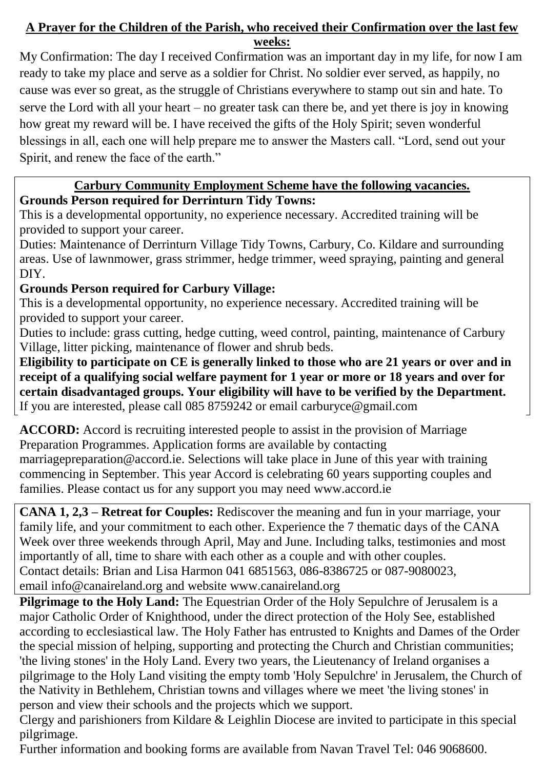**A Prayer for the Children of the Parish, who received their Confirmation over the last few weeks:**

My Confirmation: The day I received Confirmation was an important day in my life, for now I am ready to take my place and serve as a soldier for Christ. No soldier ever served, as happily, no cause was ever so great, as the struggle of Christians everywhere to stamp out sin and hate. To serve the Lord with all your heart – no greater task can there be, and yet there is joy in knowing how great my reward will be. I have received the gifts of the Holy Spirit; seven wonderful blessings in all, each one will help prepare me to answer the Masters call. "Lord, send out your Spirit, and renew the face of the earth."

**Carbury Community Employment Scheme have the following vacancies.**

**Grounds Person required for Derrinturn Tidy Towns:**

This is a developmental opportunity, no experience necessary. Accredited training will be provided to support your career.

Duties: Maintenance of Derrinturn Village Tidy Towns, Carbury, Co. Kildare and surrounding areas. Use of lawnmower, grass strimmer, hedge trimmer, weed spraying, painting and general DIY.

**Grounds Person required for Carbury Village:**

This is a developmental opportunity, no experience necessary. Accredited training will be provided to support your career.

Duties to include: grass cutting, hedge cutting, weed control, painting, maintenance of Carbury Village, litter picking, maintenance of flower and shrub beds.

**Eligibility to participate on CE is generally linked to those who are 21 years or over and in receipt of a qualifying social welfare payment for 1 year or more or 18 years and over for certain disadvantaged groups. Your eligibility will have to be verified by the Department.**

If you are interested, please call 085 8759242 or email carburyce@gmail.com

**ACCORD:** Accord is recruiting interested people to assist in the provision of Marriage Preparation Programmes. Application forms are available by contacting marriagepreparation@accord.ie. Selections will take place in June of this year with training commencing in September. This year Accord is celebrating 60 years supporting couples and families. Please contact us for any support you may need www.accord.ie

**CANA 1, 2,3 – Retreat for Couples:** Rediscover the meaning and fun in your marriage, your family life, and your commitment to each other. Experience the 7 thematic days of the CANA Week over three weekends through April, May and June. Including talks, testimonies and most importantly of all, time to share with each other as a couple and with other couples.
Contact details: Brian and Lisa Harmon 041 6851563, 086-8386725 or 087-9080023,
email info@canaireland.org and website www.canaireland.org

**Pilgrimage to the Holy Land:** The Equestrian Order of the Holy Sepulchre of Jerusalem is a major Catholic Order of Knighthood, under the direct protection of the Holy See, established according to ecclesiastical law. The Holy Father has entrusted to Knights and Dames of the Order the special mission of helping, supporting and protecting the Church and Christian communities; 'the living stones' in the Holy Land. Every two years, the Lieutenancy of Ireland organises a pilgrimage to the Holy Land visiting the empty tomb 'Holy Sepulchre' in Jerusalem, the Church of the Nativity in Bethlehem, Christian towns and villages where we meet 'the living stones' in person and view their schools and the projects which we support.

Clergy and parishioners from Kildare & Leighlin Diocese are invited to participate in this special pilgrimage.

Further information and booking forms are available from Navan Travel Tel: 046 9068600.